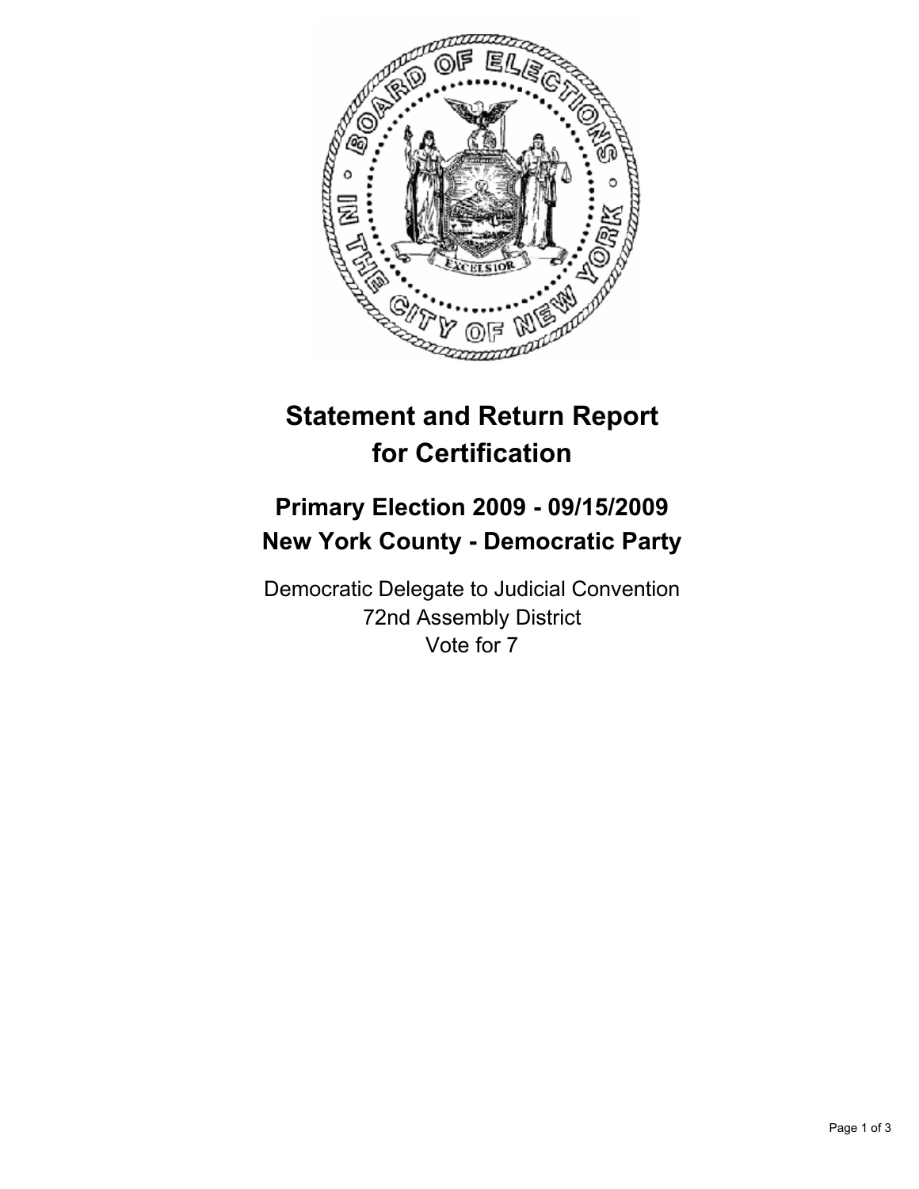# Statement and Return Report for Certification

## Primary Election 2009 - 09/15/2009
## New York County - Democratic Party

Democratic Delegate to Judicial Convention
72nd Assembly District
Vote for 7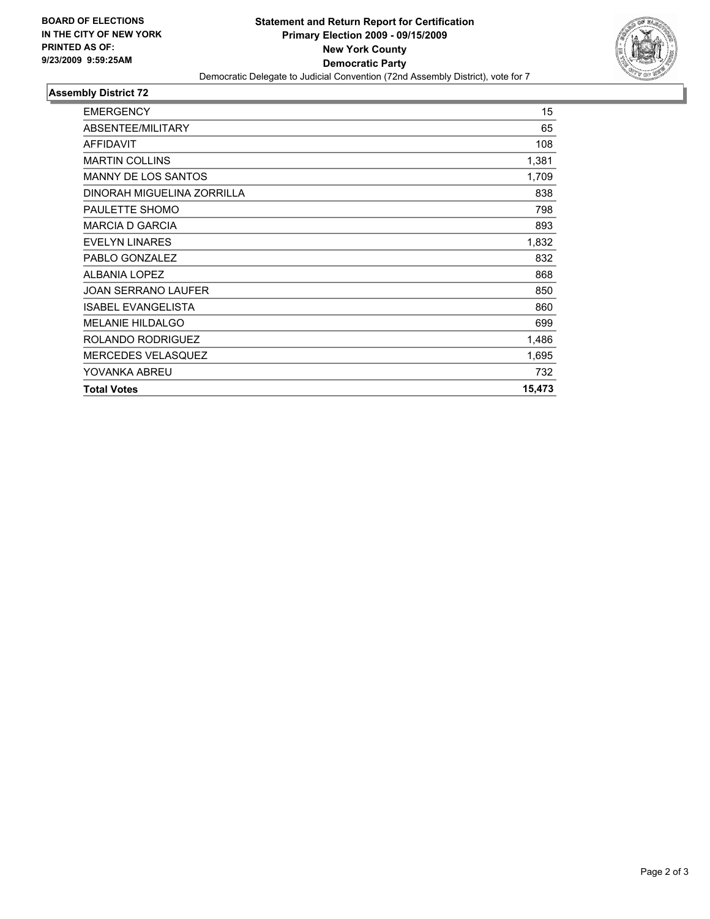BOARD OF ELECTIONS
IN THE CITY OF NEW YORK
PRINTED AS OF:
9/23/2009 9:59:25AM

**Statement and Return Report for Certification**
**Primary Election 2009 - 09/15/2009**
**New York County**
**Democratic Party**
Democratic Delegate to Judicial Convention (72nd Assembly District), vote for 7

## Assembly District 72

| | |
|---|---|
| EMERGENCY | 15 |
| ABSENTEE/MILITARY | 65 |
| AFFIDAVIT | 108 |
| MARTIN COLLINS | 1,381 |
| MANNY DE LOS SANTOS | 1,709 |
| DINORAH MIGUELINA ZORRILLA | 838 |
| PAULETTE SHOMO | 798 |
| MARCIA D GARCIA | 893 |
| EVELYN LINARES | 1,832 |
| PABLO GONZALEZ | 832 |
| ALBANIA LOPEZ | 868 |
| JOAN SERRANO LAUFER | 850 |
| ISABEL EVANGELISTA | 860 |
| MELANIE HILDALGO | 699 |
| ROLANDO RODRIGUEZ | 1,486 |
| MERCEDES VELASQUEZ | 1,695 |
| YOVANKA ABREU | 732 |
| **Total Votes** | **15,473** |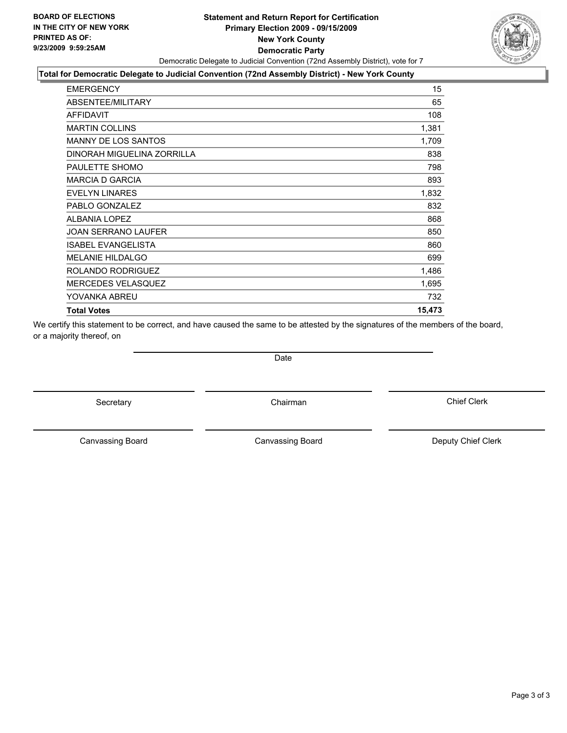**BOARD OF ELECTIONS IN THE CITY OF NEW YORK PRINTED AS OF: 9/23/2009 9:59:25AM**

**Statement and Return Report for Certification**
**Primary Election 2009 - 09/15/2009**
**New York County**
**Democratic Party**

Democratic Delegate to Judicial Convention (72nd Assembly District), vote for 7

**Total for Democratic Delegate to Judicial Convention (72nd Assembly District) - New York County**

| | |
|---|---|
| EMERGENCY | 15 |
| ABSENTEE/MILITARY | 65 |
| AFFIDAVIT | 108 |
| MARTIN COLLINS | 1,381 |
| MANNY DE LOS SANTOS | 1,709 |
| DINORAH MIGUELINA ZORRILLA | 838 |
| PAULETTE SHOMO | 798 |
| MARCIA D GARCIA | 893 |
| EVELYN LINARES | 1,832 |
| PABLO GONZALEZ | 832 |
| ALBANIA LOPEZ | 868 |
| JOAN SERRANO LAUFER | 850 |
| ISABEL EVANGELISTA | 860 |
| MELANIE HILDALGO | 699 |
| ROLANDO RODRIGUEZ | 1,486 |
| MERCEDES VELASQUEZ | 1,695 |
| YOVANKA ABREU | 732 |
| **Total Votes** | **15,473** |

We certify this statement to be correct, and have caused the same to be attested by the signatures of the members of the board, or a majority thereof, on

Date

Secretary

Chairman

Chief Clerk

Canvassing Board

Canvassing Board

Deputy Chief Clerk